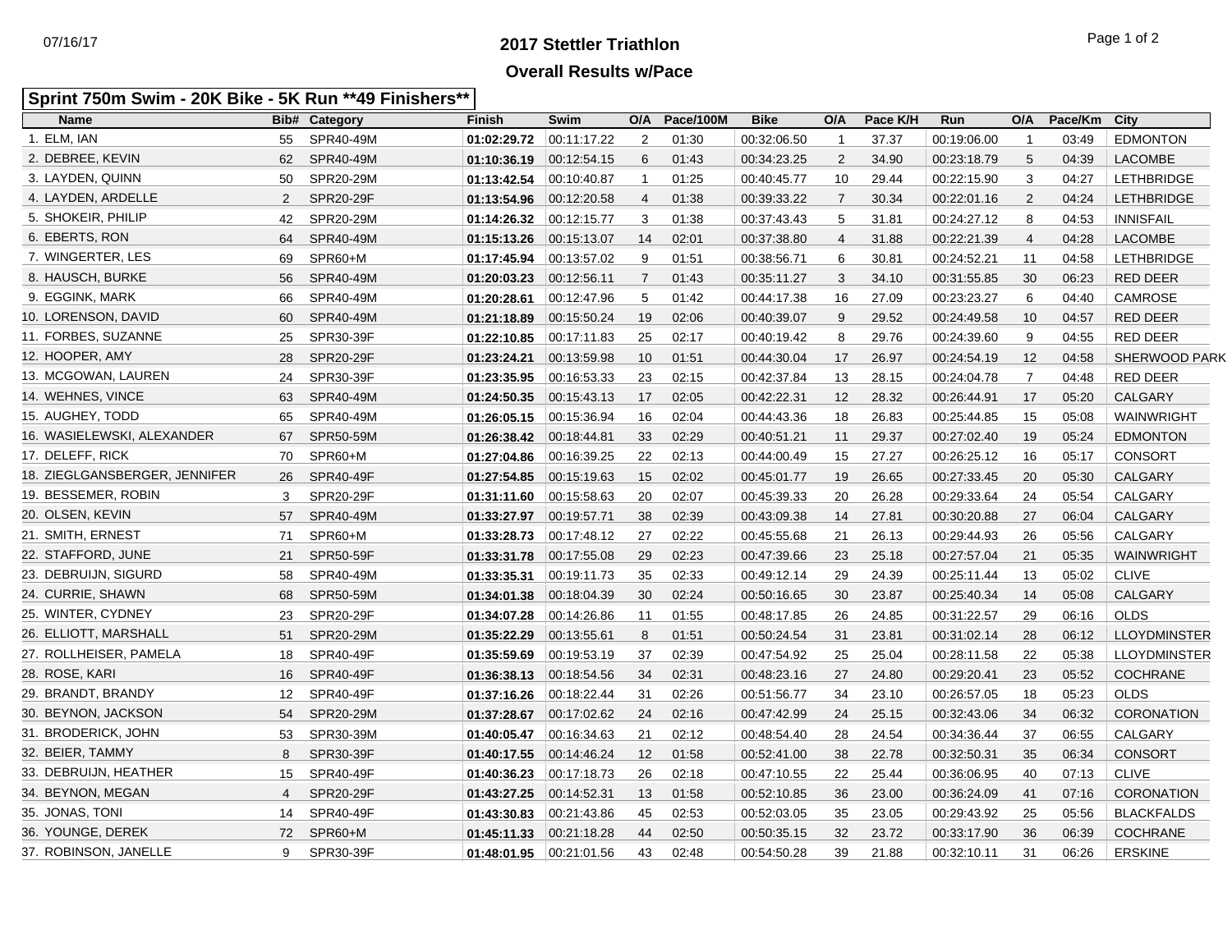# 2017 Stettler Triathlon

## Overall Results w/Pace

07/16/17

**Sprint 750m Swim - 20K Bike - 5K Run **49 Finishers****

| Name | Bib# | Category | Finish | Swim | O/A | Pace/100M | Bike | O/A | Pace K/H | Run | O/A | Pace/Km | City |
|---|---|---|---|---|---|---|---|---|---|---|---|---|---|
| 1. ELM, IAN | 55 | SPR40-49M | **01:02:29.72** | 00:11:17.22 | 2 | 01:30 | 00:32:06.50 | 1 | 37.37 | 00:19:06.00 | 1 | 03:49 | EDMONTON |
| 2. DEBREE, KEVIN | 62 | SPR40-49M | **01:10:36.19** | 00:12:54.15 | 6 | 01:43 | 00:34:23.25 | 2 | 34.90 | 00:23:18.79 | 5 | 04:39 | LACOMBE |
| 3. LAYDEN, QUINN | 50 | SPR20-29M | **01:13:42.54** | 00:10:40.87 | 1 | 01:25 | 00:40:45.77 | 10 | 29.44 | 00:22:15.90 | 3 | 04:27 | LETHBRIDGE |
| 4. LAYDEN, ARDELLE | 2 | SPR20-29F | **01:13:54.96** | 00:12:20.58 | 4 | 01:38 | 00:39:33.22 | 7 | 30.34 | 00:22:01.16 | 2 | 04:24 | LETHBRIDGE |
| 5. SHOKEIR, PHILIP | 42 | SPR20-29M | **01:14:26.32** | 00:12:15.77 | 3 | 01:38 | 00:37:43.43 | 5 | 31.81 | 00:24:27.12 | 8 | 04:53 | INNISFAIL |
| 6. EBERTS, RON | 64 | SPR40-49M | **01:15:13.26** | 00:15:13.07 | 14 | 02:01 | 00:37:38.80 | 4 | 31.88 | 00:22:21.39 | 4 | 04:28 | LACOMBE |
| 7. WINGERTER, LES | 69 | SPR60+M | **01:17:45.94** | 00:13:57.02 | 9 | 01:51 | 00:38:56.71 | 6 | 30.81 | 00:24:52.21 | 11 | 04:58 | LETHBRIDGE |
| 8. HAUSCH, BURKE | 56 | SPR40-49M | **01:20:03.23** | 00:12:56.11 | 7 | 01:43 | 00:35:11.27 | 3 | 34.10 | 00:31:55.85 | 30 | 06:23 | RED DEER |
| 9. EGGINK, MARK | 66 | SPR40-49M | **01:20:28.61** | 00:12:47.96 | 5 | 01:42 | 00:44:17.38 | 16 | 27.09 | 00:23:23.27 | 6 | 04:40 | CAMROSE |
| 10. LORENSON, DAVID | 60 | SPR40-49M | **01:21:18.89** | 00:15:50.24 | 19 | 02:06 | 00:40:39.07 | 9 | 29.52 | 00:24:49.58 | 10 | 04:57 | RED DEER |
| 11. FORBES, SUZANNE | 25 | SPR30-39F | **01:22:10.85** | 00:17:11.83 | 25 | 02:17 | 00:40:19.42 | 8 | 29.76 | 00:24:39.60 | 9 | 04:55 | RED DEER |
| 12. HOOPER, AMY | 28 | SPR20-29F | **01:23:24.21** | 00:13:59.98 | 10 | 01:51 | 00:44:30.04 | 17 | 26.97 | 00:24:54.19 | 12 | 04:58 | SHERWOOD PARK |
| 13. MCGOWAN, LAUREN | 24 | SPR30-39F | **01:23:35.95** | 00:16:53.33 | 23 | 02:15 | 00:42:37.84 | 13 | 28.15 | 00:24:04.78 | 7 | 04:48 | RED DEER |
| 14. WEHNES, VINCE | 63 | SPR40-49M | **01:24:50.35** | 00:15:43.13 | 17 | 02:05 | 00:42:22.31 | 12 | 28.32 | 00:26:44.91 | 17 | 05:20 | CALGARY |
| 15. AUGHEY, TODD | 65 | SPR40-49M | **01:26:05.15** | 00:15:36.94 | 16 | 02:04 | 00:44:43.36 | 18 | 26.83 | 00:25:44.85 | 15 | 05:08 | WAINWRIGHT |
| 16. WASIELEWSKI, ALEXANDER | 67 | SPR50-59M | **01:26:38.42** | 00:18:44.81 | 33 | 02:29 | 00:40:51.21 | 11 | 29.37 | 00:27:02.40 | 19 | 05:24 | EDMONTON |
| 17. DELEFF, RICK | 70 | SPR60+M | **01:27:04.86** | 00:16:39.25 | 22 | 02:13 | 00:44:00.49 | 15 | 27.27 | 00:26:25.12 | 16 | 05:17 | CONSORT |
| 18. ZIEGLGANSBERGER, JENNIFER | 26 | SPR40-49F | **01:27:54.85** | 00:15:19.63 | 15 | 02:02 | 00:45:01.77 | 19 | 26.65 | 00:27:33.45 | 20 | 05:30 | CALGARY |
| 19. BESSEMER, ROBIN | 3 | SPR20-29F | **01:31:11.60** | 00:15:58.63 | 20 | 02:07 | 00:45:39.33 | 20 | 26.28 | 00:29:33.64 | 24 | 05:54 | CALGARY |
| 20. OLSEN, KEVIN | 57 | SPR40-49M | **01:33:27.97** | 00:19:57.71 | 38 | 02:39 | 00:43:09.38 | 14 | 27.81 | 00:30:20.88 | 27 | 06:04 | CALGARY |
| 21. SMITH, ERNEST | 71 | SPR60+M | **01:33:28.73** | 00:17:48.12 | 27 | 02:22 | 00:45:55.68 | 21 | 26.13 | 00:29:44.93 | 26 | 05:56 | CALGARY |
| 22. STAFFORD, JUNE | 21 | SPR50-59F | **01:33:31.78** | 00:17:55.08 | 29 | 02:23 | 00:47:39.66 | 23 | 25.18 | 00:27:57.04 | 21 | 05:35 | WAINWRIGHT |
| 23. DEBRUIJN, SIGURD | 58 | SPR40-49M | **01:33:35.31** | 00:19:11.73 | 35 | 02:33 | 00:49:12.14 | 29 | 24.39 | 00:25:11.44 | 13 | 05:02 | CLIVE |
| 24. CURRIE, SHAWN | 68 | SPR50-59M | **01:34:01.38** | 00:18:04.39 | 30 | 02:24 | 00:50:16.65 | 30 | 23.87 | 00:25:40.34 | 14 | 05:08 | CALGARY |
| 25. WINTER, CYDNEY | 23 | SPR20-29F | **01:34:07.28** | 00:14:26.86 | 11 | 01:55 | 00:48:17.85 | 26 | 24.85 | 00:31:22.57 | 29 | 06:16 | OLDS |
| 26. ELLIOTT, MARSHALL | 51 | SPR20-29M | **01:35:22.29** | 00:13:55.61 | 8 | 01:51 | 00:50:24.54 | 31 | 23.81 | 00:31:02.14 | 28 | 06:12 | LLOYDMINSTER |
| 27. ROLLHEISER, PAMELA | 18 | SPR40-49F | **01:35:59.69** | 00:19:53.19 | 37 | 02:39 | 00:47:54.92 | 25 | 25.04 | 00:28:11.58 | 22 | 05:38 | LLOYDMINSTER |
| 28. ROSE, KARI | 16 | SPR40-49F | **01:36:38.13** | 00:18:54.56 | 34 | 02:31 | 00:48:23.16 | 27 | 24.80 | 00:29:20.41 | 23 | 05:52 | COCHRANE |
| 29. BRANDT, BRANDY | 12 | SPR40-49F | **01:37:16.26** | 00:18:22.44 | 31 | 02:26 | 00:51:56.77 | 34 | 23.10 | 00:26:57.05 | 18 | 05:23 | OLDS |
| 30. BEYNON, JACKSON | 54 | SPR20-29M | **01:37:28.67** | 00:17:02.62 | 24 | 02:16 | 00:47:42.99 | 24 | 25.15 | 00:32:43.06 | 34 | 06:32 | CORONATION |
| 31. BRODERICK, JOHN | 53 | SPR30-39M | **01:40:05.47** | 00:16:34.63 | 21 | 02:12 | 00:48:54.40 | 28 | 24.54 | 00:34:36.44 | 37 | 06:55 | CALGARY |
| 32. BEIER, TAMMY | 8 | SPR30-39F | **01:40:17.55** | 00:14:46.24 | 12 | 01:58 | 00:52:41.00 | 38 | 22.78 | 00:32:50.31 | 35 | 06:34 | CONSORT |
| 33. DEBRUIJN, HEATHER | 15 | SPR40-49F | **01:40:36.23** | 00:17:18.73 | 26 | 02:18 | 00:47:10.55 | 22 | 25.44 | 00:36:06.95 | 40 | 07:13 | CLIVE |
| 34. BEYNON, MEGAN | 4 | SPR20-29F | **01:43:27.25** | 00:14:52.31 | 13 | 01:58 | 00:52:10.85 | 36 | 23.00 | 00:36:24.09 | 41 | 07:16 | CORONATION |
| 35. JONAS, TONI | 14 | SPR40-49F | **01:43:30.83** | 00:21:43.86 | 45 | 02:53 | 00:52:03.05 | 35 | 23.05 | 00:29:43.92 | 25 | 05:56 | BLACKFALDS |
| 36. YOUNGE, DEREK | 72 | SPR60+M | **01:45:11.33** | 00:21:18.28 | 44 | 02:50 | 00:50:35.15 | 32 | 23.72 | 00:33:17.90 | 36 | 06:39 | COCHRANE |
| 37. ROBINSON, JANELLE | 9 | SPR30-39F | **01:48:01.95** | 00:21:01.56 | 43 | 02:48 | 00:54:50.28 | 39 | 21.88 | 00:32:10.11 | 31 | 06:26 | ERSKINE |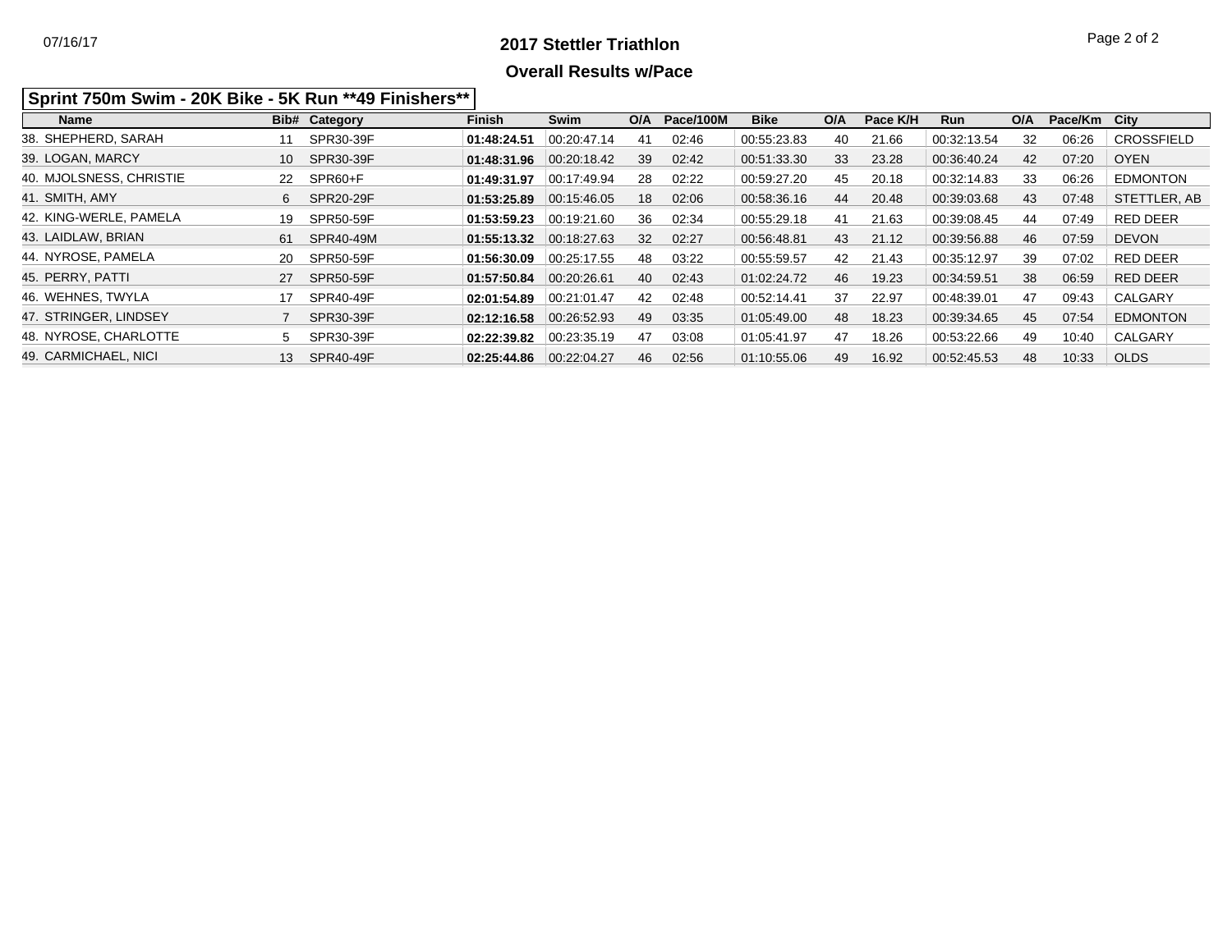# 2017 Stettler Triathlon

## Overall Results w/Pace

### Sprint 750m Swim - 20K Bike - 5K Run **49 Finishers**

| Name | Bib# | Category | Finish | Swim | O/A | Pace/100M | Bike | O/A | Pace K/H | Run | O/A | Pace/Km | City |
|---|---|---|---|---|---|---|---|---|---|---|---|---|---|
| 38. SHEPHERD, SARAH | 11 | SPR30-39F | **01:48:24.51** | 00:20:47.14 | 41 | 02:46 | 00:55:23.83 | 40 | 21.66 | 00:32:13.54 | 32 | 06:26 | CROSSFIELD |
| 39. LOGAN, MARCY | 10 | SPR30-39F | **01:48:31.96** | 00:20:18.42 | 39 | 02:42 | 00:51:33.30 | 33 | 23.28 | 00:36:40.24 | 42 | 07:20 | OYEN |
| 40. MJOLSNESS, CHRISTIE | 22 | SPR60+F | **01:49:31.97** | 00:17:49.94 | 28 | 02:22 | 00:59:27.20 | 45 | 20.18 | 00:32:14.83 | 33 | 06:26 | EDMONTON |
| 41. SMITH, AMY | 6 | SPR20-29F | **01:53:25.89** | 00:15:46.05 | 18 | 02:06 | 00:58:36.16 | 44 | 20.48 | 00:39:03.68 | 43 | 07:48 | STETTLER, AB |
| 42. KING-WERLE, PAMELA | 19 | SPR50-59F | **01:53:59.23** | 00:19:21.60 | 36 | 02:34 | 00:55:29.18 | 41 | 21.63 | 00:39:08.45 | 44 | 07:49 | RED DEER |
| 43. LAIDLAW, BRIAN | 61 | SPR40-49M | **01:55:13.32** | 00:18:27.63 | 32 | 02:27 | 00:56:48.81 | 43 | 21.12 | 00:39:56.88 | 46 | 07:59 | DEVON |
| 44. NYROSE, PAMELA | 20 | SPR50-59F | **01:56:30.09** | 00:25:17.55 | 48 | 03:22 | 00:55:59.57 | 42 | 21.43 | 00:35:12.97 | 39 | 07:02 | RED DEER |
| 45. PERRY, PATTI | 27 | SPR50-59F | **01:57:50.84** | 00:20:26.61 | 40 | 02:43 | 01:02:24.72 | 46 | 19.23 | 00:34:59.51 | 38 | 06:59 | RED DEER |
| 46. WEHNES, TWYLA | 17 | SPR40-49F | **02:01:54.89** | 00:21:01.47 | 42 | 02:48 | 00:52:14.41 | 37 | 22.97 | 00:48:39.01 | 47 | 09:43 | CALGARY |
| 47. STRINGER, LINDSEY | 7 | SPR30-39F | **02:12:16.58** | 00:26:52.93 | 49 | 03:35 | 01:05:49.00 | 48 | 18.23 | 00:39:34.65 | 45 | 07:54 | EDMONTON |
| 48. NYROSE, CHARLOTTE | 5 | SPR30-39F | **02:22:39.82** | 00:23:35.19 | 47 | 03:08 | 01:05:41.97 | 47 | 18.26 | 00:53:22.66 | 49 | 10:40 | CALGARY |
| 49. CARMICHAEL, NICI | 13 | SPR40-49F | **02:25:44.86** | 00:22:04.27 | 46 | 02:56 | 01:10:55.06 | 49 | 16.92 | 00:52:45.53 | 48 | 10:33 | OLDS |